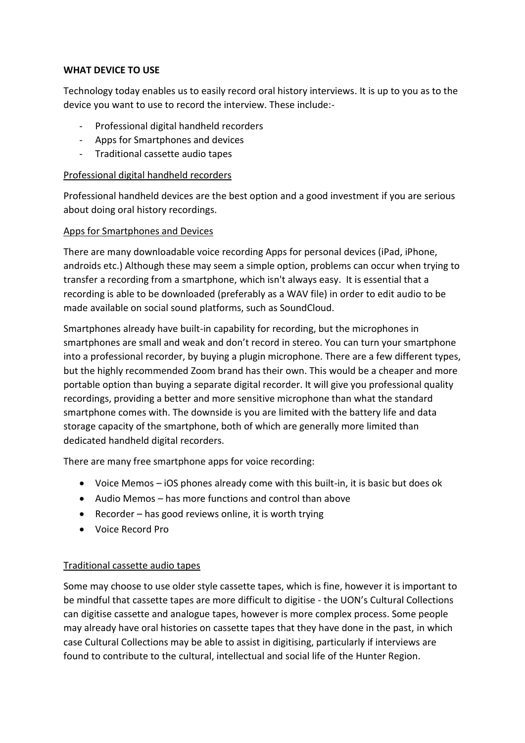**WHAT DEVICE TO USE**

Technology today enables us to easily record oral history interviews. It is up to you as to the device you want to use to record the interview. These include:-

- Professional digital handheld recorders
- Apps for Smartphones and devices
- Traditional cassette audio tapes

<u>Professional digital handheld recorders</u>

Professional handheld devices are the best option and a good investment if you are serious about doing oral history recordings.

<u>Apps for Smartphones and Devices</u>

There are many downloadable voice recording Apps for personal devices (iPad, iPhone, androids etc.) Although these may seem a simple option, problems can occur when trying to transfer a recording from a smartphone, which isn't always easy. It is essential that a recording is able to be downloaded (preferably as a WAV file) in order to edit audio to be made available on social sound platforms, such as SoundCloud.

Smartphones already have built-in capability for recording, but the microphones in smartphones are small and weak and don't record in stereo. You can turn your smartphone into a professional recorder, by buying a plugin microphone. There are a few different types, but the highly recommended Zoom brand has their own. This would be a cheaper and more portable option than buying a separate digital recorder. It will give you professional quality recordings, providing a better and more sensitive microphone than what the standard smartphone comes with. The downside is you are limited with the battery life and data storage capacity of the smartphone, both of which are generally more limited than dedicated handheld digital recorders.

There are many free smartphone apps for voice recording:

- Voice Memos – iOS phones already come with this built-in, it is basic but does ok
- Audio Memos – has more functions and control than above
- Recorder – has good reviews online, it is worth trying
- Voice Record Pro

<u>Traditional cassette audio tapes</u>

Some may choose to use older style cassette tapes, which is fine, however it is important to be mindful that cassette tapes are more difficult to digitise - the UON's Cultural Collections can digitise cassette and analogue tapes, however is more complex process. Some people may already have oral histories on cassette tapes that they have done in the past, in which case Cultural Collections may be able to assist in digitising, particularly if interviews are found to contribute to the cultural, intellectual and social life of the Hunter Region.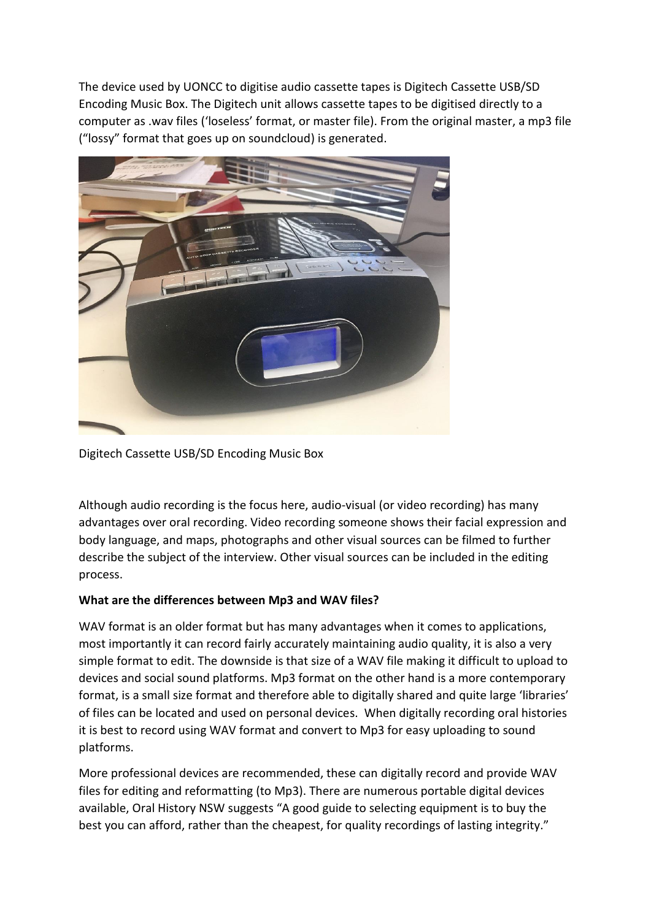The device used by UONCC to digitise audio cassette tapes is Digitech Cassette USB/SD Encoding Music Box. The Digitech unit allows cassette tapes to be digitised directly to a computer as .wav files ('loseless' format, or master file). From the original master, a mp3 file ("lossy" format that goes up on soundcloud) is generated.

Digitech Cassette USB/SD Encoding Music Box

Although audio recording is the focus here, audio-visual (or video recording) has many advantages over oral recording. Video recording someone shows their facial expression and body language, and maps, photographs and other visual sources can be filmed to further describe the subject of the interview. Other visual sources can be included in the editing process.

**What are the differences between Mp3 and WAV files?**

WAV format is an older format but has many advantages when it comes to applications, most importantly it can record fairly accurately maintaining audio quality, it is also a very simple format to edit. The downside is that size of a WAV file making it difficult to upload to devices and social sound platforms. Mp3 format on the other hand is a more contemporary format, is a small size format and therefore able to digitally shared and quite large 'libraries' of files can be located and used on personal devices. When digitally recording oral histories it is best to record using WAV format and convert to Mp3 for easy uploading to sound platforms.

More professional devices are recommended, these can digitally record and provide WAV files for editing and reformatting (to Mp3). There are numerous portable digital devices available, Oral History NSW suggests "A good guide to selecting equipment is to buy the best you can afford, rather than the cheapest, for quality recordings of lasting integrity."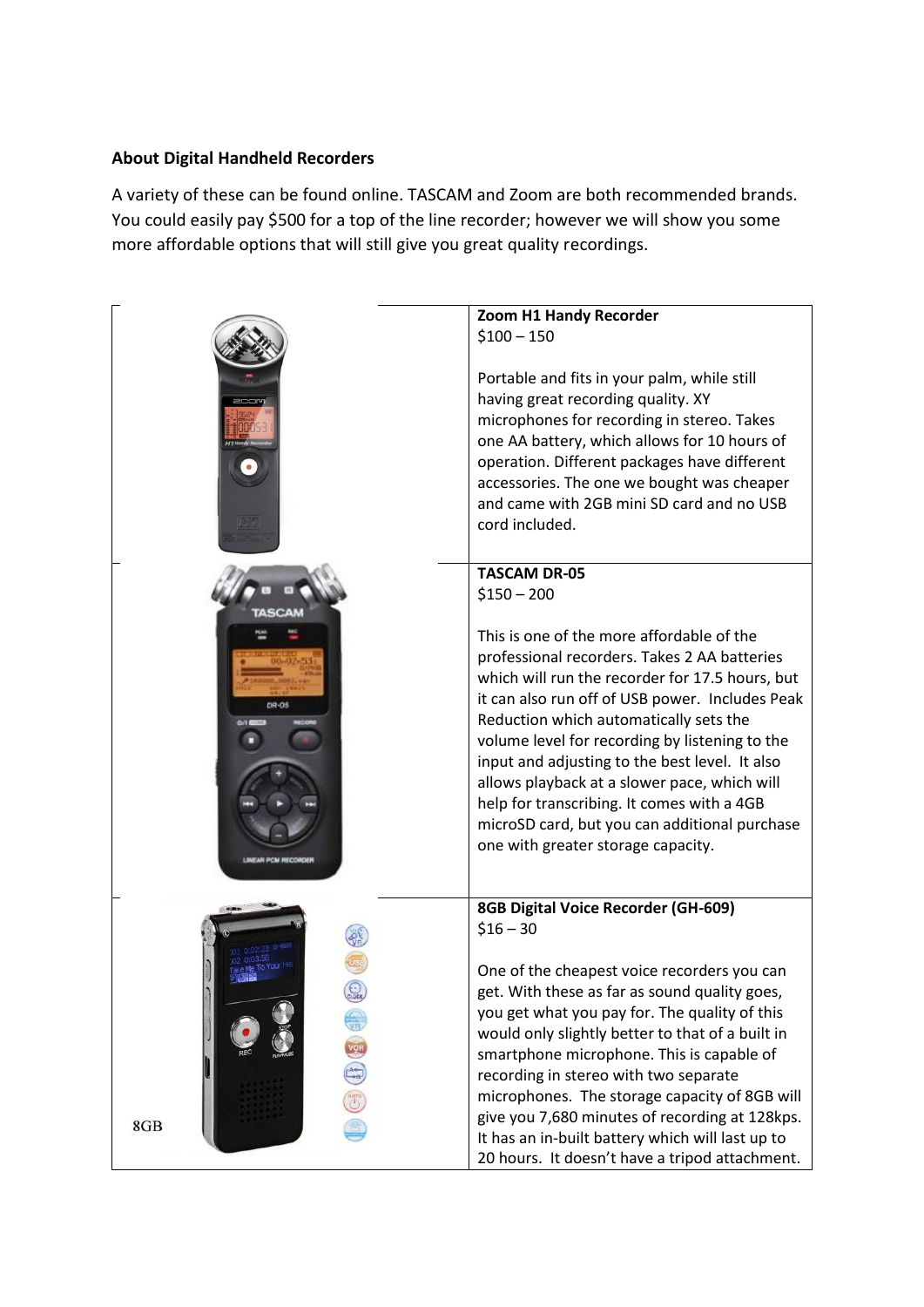**About Digital Handheld Recorders**

A variety of these can be found online. TASCAM and Zoom are both recommended brands. You could easily pay $500 for a top of the line recorder; however we will show you some more affordable options that will still give you great quality recordings.

| | |
|---|---|
| | **Zoom H1 Handy Recorder**<br>$100 – 150<br><br>Portable and fits in your palm, while still having great recording quality. XY microphones for recording in stereo. Takes one AA battery, which allows for 10 hours of operation. Different packages have different accessories. The one we bought was cheaper and came with 2GB mini SD card and no USB cord included. |
| | **TASCAM DR-05**<br>$150 – 200<br><br>This is one of the more affordable of the professional recorders. Takes 2 AA batteries which will run the recorder for 17.5 hours, but it can also run off of USB power. Includes Peak Reduction which automatically sets the volume level for recording by listening to the input and adjusting to the best level. It also allows playback at a slower pace, which will help for transcribing. It comes with a 4GB microSD card, but you can additional purchase one with greater storage capacity. |
| 8GB | **8GB Digital Voice Recorder (GH-609)**<br>$16 – 30<br><br>One of the cheapest voice recorders you can get. With these as far as sound quality goes, you get what you pay for. The quality of this would only slightly better to that of a built in smartphone microphone. This is capable of recording in stereo with two separate microphones. The storage capacity of 8GB will give you 7,680 minutes of recording at 128kps. It has an in-built battery which will last up to 20 hours. It doesn't have a tripod attachment. |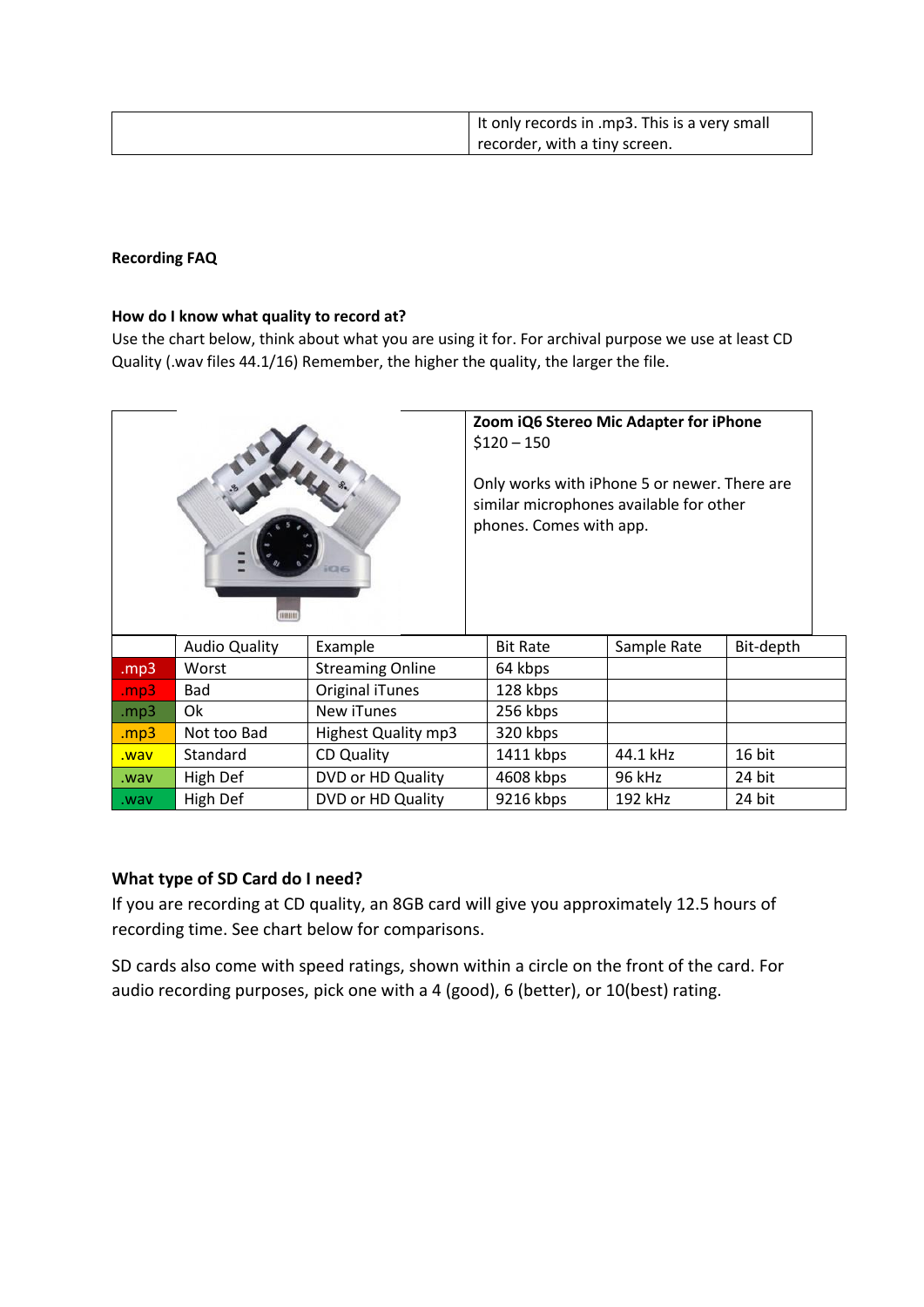| | It only records in .mp3. This is a very small recorder, with a tiny screen. |
|---|---|

**Recording FAQ**

**How do I know what quality to record at?**

Use the chart below, think about what you are using it for. For archival purpose we use at least CD Quality (.wav files 44.1/16) Remember, the higher the quality, the larger the file.

| | **Zoom iQ6 Stereo Mic Adapter for iPhone**<br>$120 – 150<br><br>Only works with iPhone 5 or newer. There are similar microphones available for other phones. Comes with app. |
|---|---|

| | Audio Quality | Example | Bit Rate | Sample Rate | Bit-depth |
|---|---|---|---|---|---|
| .mp3 | Worst | Streaming Online | 64 kbps | | |
| .mp3 | Bad | Original iTunes | 128 kbps | | |
| .mp3 | Ok | New iTunes | 256 kbps | | |
| .mp3 | Not too Bad | Highest Quality mp3 | 320 kbps | | |
| .wav | Standard | CD Quality | 1411 kbps | 44.1 kHz | 16 bit |
| .wav | High Def | DVD or HD Quality | 4608 kbps | 96 kHz | 24 bit |
| .wav | High Def | DVD or HD Quality | 9216 kbps | 192 kHz | 24 bit |

**What type of SD Card do I need?**

If you are recording at CD quality, an 8GB card will give you approximately 12.5 hours of recording time. See chart below for comparisons.

SD cards also come with speed ratings, shown within a circle on the front of the card. For audio recording purposes, pick one with a 4 (good), 6 (better), or 10(best) rating.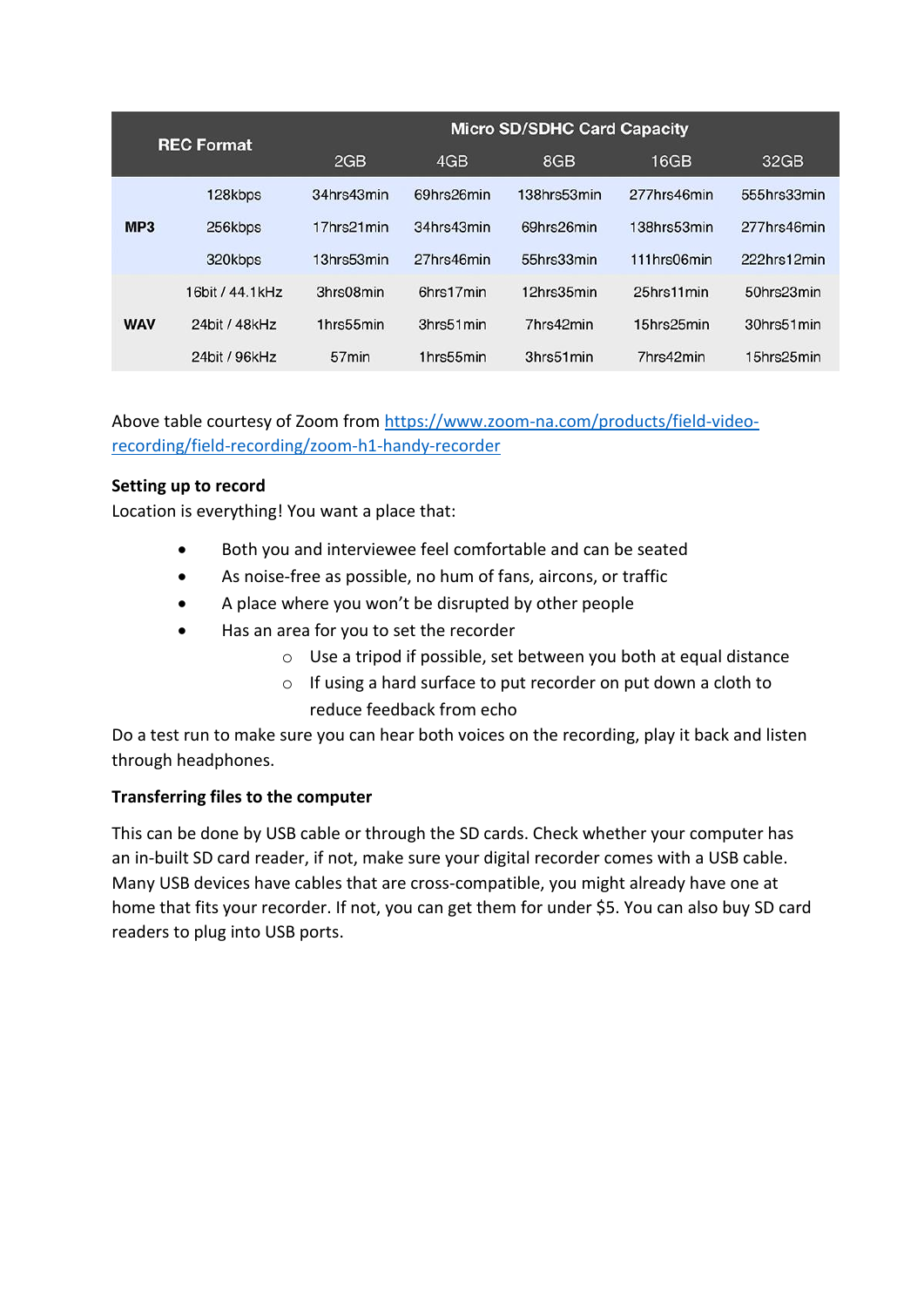| REC Format | | Micro SD/SDHC Card Capacity | | | | |
|---|---|---|---|---|---|---|
| | | 2GB | 4GB | 8GB | 16GB | 32GB |
| MP3 | 128kbps | 34hrs43min | 69hrs26min | 138hrs53min | 277hrs46min | 555hrs33min |
| | 256kbps | 17hrs21min | 34hrs43min | 69hrs26min | 138hrs53min | 277hrs46min |
| | 320kbps | 13hrs53min | 27hrs46min | 55hrs33min | 111hrs06min | 222hrs12min |
| WAV | 16bit / 44.1kHz | 3hrs08min | 6hrs17min | 12hrs35min | 25hrs11min | 50hrs23min |
| | 24bit / 48kHz | 1hrs55min | 3hrs51min | 7hrs42min | 15hrs25min | 30hrs51min |
| | 24bit / 96kHz | 57min | 1hrs55min | 3hrs51min | 7hrs42min | 15hrs25min |

Above table courtesy of Zoom from [https://www.zoom-na.com/products/field-video-recording/field-recording/zoom-h1-handy-recorder](https://www.zoom-na.com/products/field-video-recording/field-recording/zoom-h1-handy-recorder)

**Setting up to record**

Location is everything! You want a place that:

- Both you and interviewee feel comfortable and can be seated
- As noise-free as possible, no hum of fans, aircons, or traffic
- A place where you won't be disrupted by other people
- Has an area for you to set the recorder
    - Use a tripod if possible, set between you both at equal distance
    - If using a hard surface to put recorder on put down a cloth to reduce feedback from echo

Do a test run to make sure you can hear both voices on the recording, play it back and listen through headphones.

**Transferring files to the computer**

This can be done by USB cable or through the SD cards. Check whether your computer has an in-built SD card reader, if not, make sure your digital recorder comes with a USB cable. Many USB devices have cables that are cross-compatible, you might already have one at home that fits your recorder. If not, you can get them for under $5. You can also buy SD card readers to plug into USB ports.